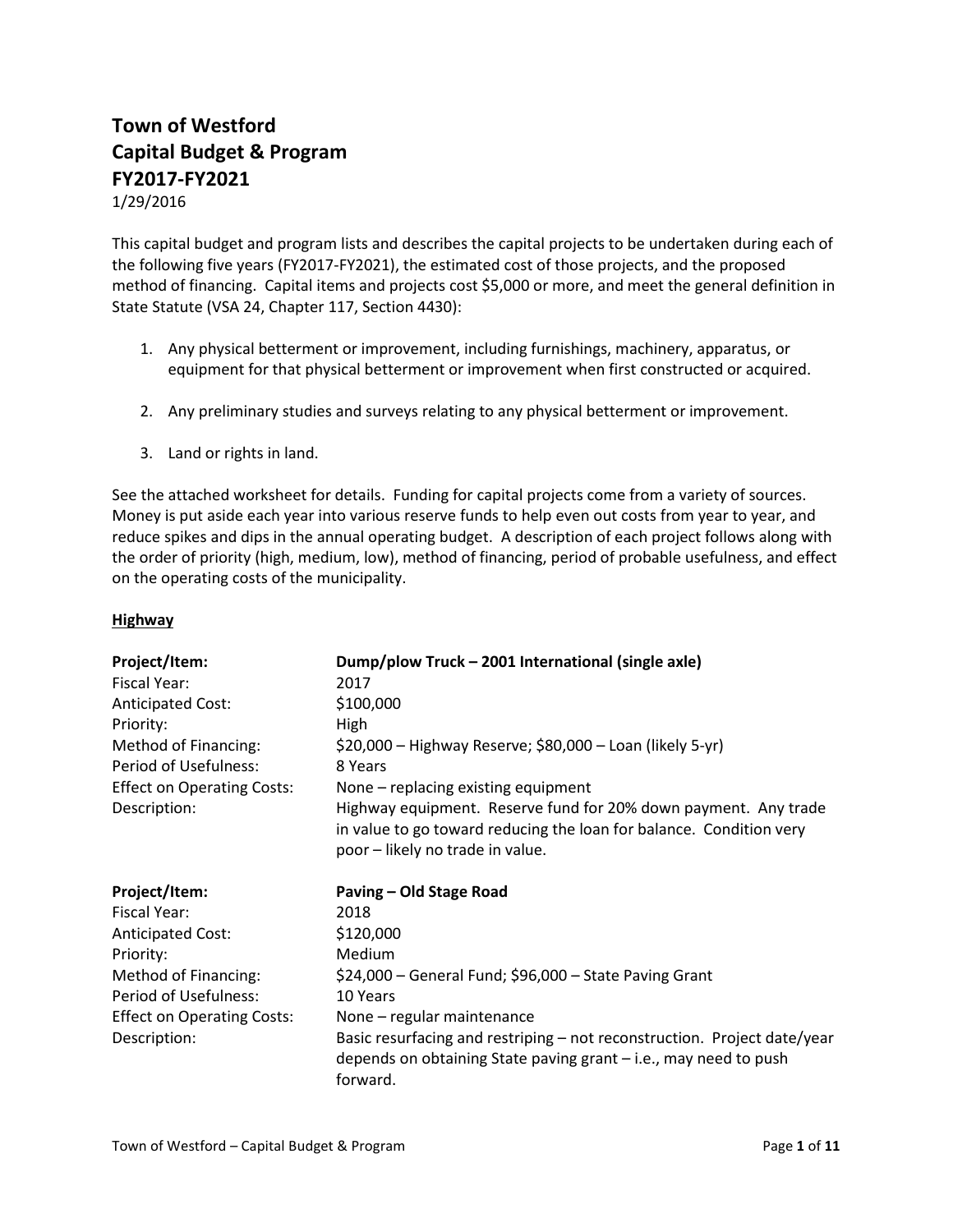# Town of Westford
# Capital Budget & Program
# FY2017-FY2021

1/29/2016

This capital budget and program lists and describes the capital projects to be undertaken during each of the following five years (FY2017-FY2021), the estimated cost of those projects, and the proposed method of financing. Capital items and projects cost $5,000 or more, and meet the general definition in State Statute (VSA 24, Chapter 117, Section 4430):

1. Any physical betterment or improvement, including furnishings, machinery, apparatus, or equipment for that physical betterment or improvement when first constructed or acquired.
2. Any preliminary studies and surveys relating to any physical betterment or improvement.
3. Land or rights in land.

See the attached worksheet for details. Funding for capital projects come from a variety of sources. Money is put aside each year into various reserve funds to help even out costs from year to year, and reduce spikes and dips in the annual operating budget. A description of each project follows along with the order of priority (high, medium, low), method of financing, period of probable usefulness, and effect on the operating costs of the municipality.

## <u>Highway</u>

| **Project/Item:** | **Dump/plow Truck – 2001 International (single axle)** |
|---|---|
| Fiscal Year: | 2017 |
| Anticipated Cost: | $100,000 |
| Priority: | High |
| Method of Financing: | $20,000 – Highway Reserve; $80,000 – Loan (likely 5-yr) |
| Period of Usefulness: | 8 Years |
| Effect on Operating Costs: | None – replacing existing equipment |
| Description: | Highway equipment. Reserve fund for 20% down payment. Any trade in value to go toward reducing the loan for balance. Condition very poor – likely no trade in value. |

| **Project/Item:** | **Paving – Old Stage Road** |
|---|---|
| Fiscal Year: | 2018 |
| Anticipated Cost: | $120,000 |
| Priority: | Medium |
| Method of Financing: | $24,000 – General Fund; $96,000 – State Paving Grant |
| Period of Usefulness: | 10 Years |
| Effect on Operating Costs: | None – regular maintenance |
| Description: | Basic resurfacing and restriping – not reconstruction. Project date/year depends on obtaining State paving grant – i.e., may need to push forward. |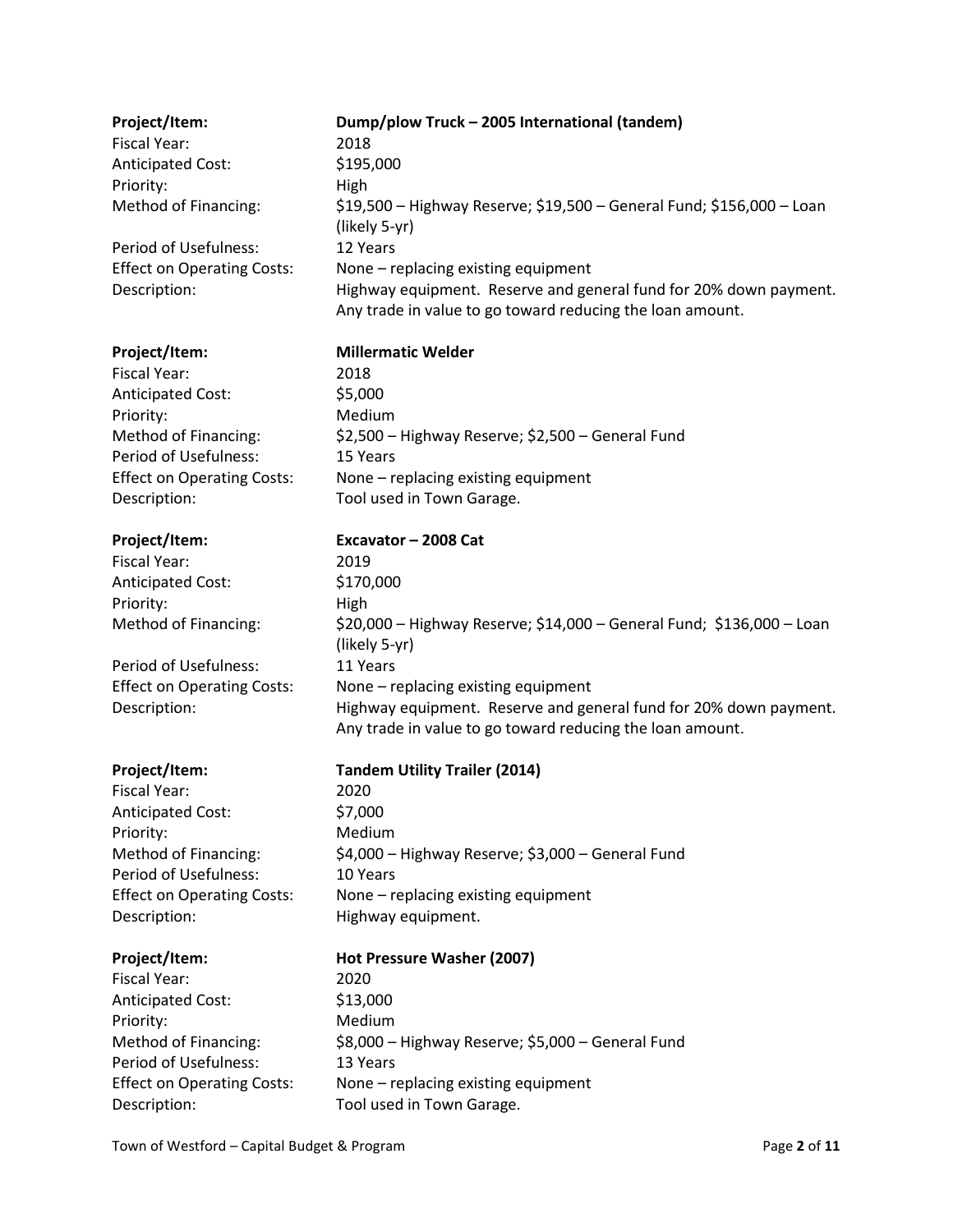| | |
|---|---|
| **Project/Item:** | **Dump/plow Truck – 2005 International (tandem)** |
| Fiscal Year: | 2018 |
| Anticipated Cost: | $195,000 |
| Priority: | High |
| Method of Financing: | $19,500 – Highway Reserve; $19,500 – General Fund; $156,000 – Loan (likely 5-yr) |
| Period of Usefulness: | 12 Years |
| Effect on Operating Costs: | None – replacing existing equipment |
| Description: | Highway equipment. Reserve and general fund for 20% down payment. Any trade in value to go toward reducing the loan amount. |

| | |
|---|---|
| **Project/Item:** | **Millermatic Welder** |
| Fiscal Year: | 2018 |
| Anticipated Cost: | $5,000 |
| Priority: | Medium |
| Method of Financing: | $2,500 – Highway Reserve; $2,500 – General Fund |
| Period of Usefulness: | 15 Years |
| Effect on Operating Costs: | None – replacing existing equipment |
| Description: | Tool used in Town Garage. |

| | |
|---|---|
| **Project/Item:** | **Excavator – 2008 Cat** |
| Fiscal Year: | 2019 |
| Anticipated Cost: | $170,000 |
| Priority: | High |
| Method of Financing: | $20,000 – Highway Reserve; $14,000 – General Fund; $136,000 – Loan (likely 5-yr) |
| Period of Usefulness: | 11 Years |
| Effect on Operating Costs: | None – replacing existing equipment |
| Description: | Highway equipment. Reserve and general fund for 20% down payment. Any trade in value to go toward reducing the loan amount. |

| | |
|---|---|
| **Project/Item:** | **Tandem Utility Trailer (2014)** |
| Fiscal Year: | 2020 |
| Anticipated Cost: | $7,000 |
| Priority: | Medium |
| Method of Financing: | $4,000 – Highway Reserve; $3,000 – General Fund |
| Period of Usefulness: | 10 Years |
| Effect on Operating Costs: | None – replacing existing equipment |
| Description: | Highway equipment. |

| | |
|---|---|
| **Project/Item:** | **Hot Pressure Washer (2007)** |
| Fiscal Year: | 2020 |
| Anticipated Cost: | $13,000 |
| Priority: | Medium |
| Method of Financing: | $8,000 – Highway Reserve; $5,000 – General Fund |
| Period of Usefulness: | 13 Years |
| Effect on Operating Costs: | None – replacing existing equipment |
| Description: | Tool used in Town Garage. |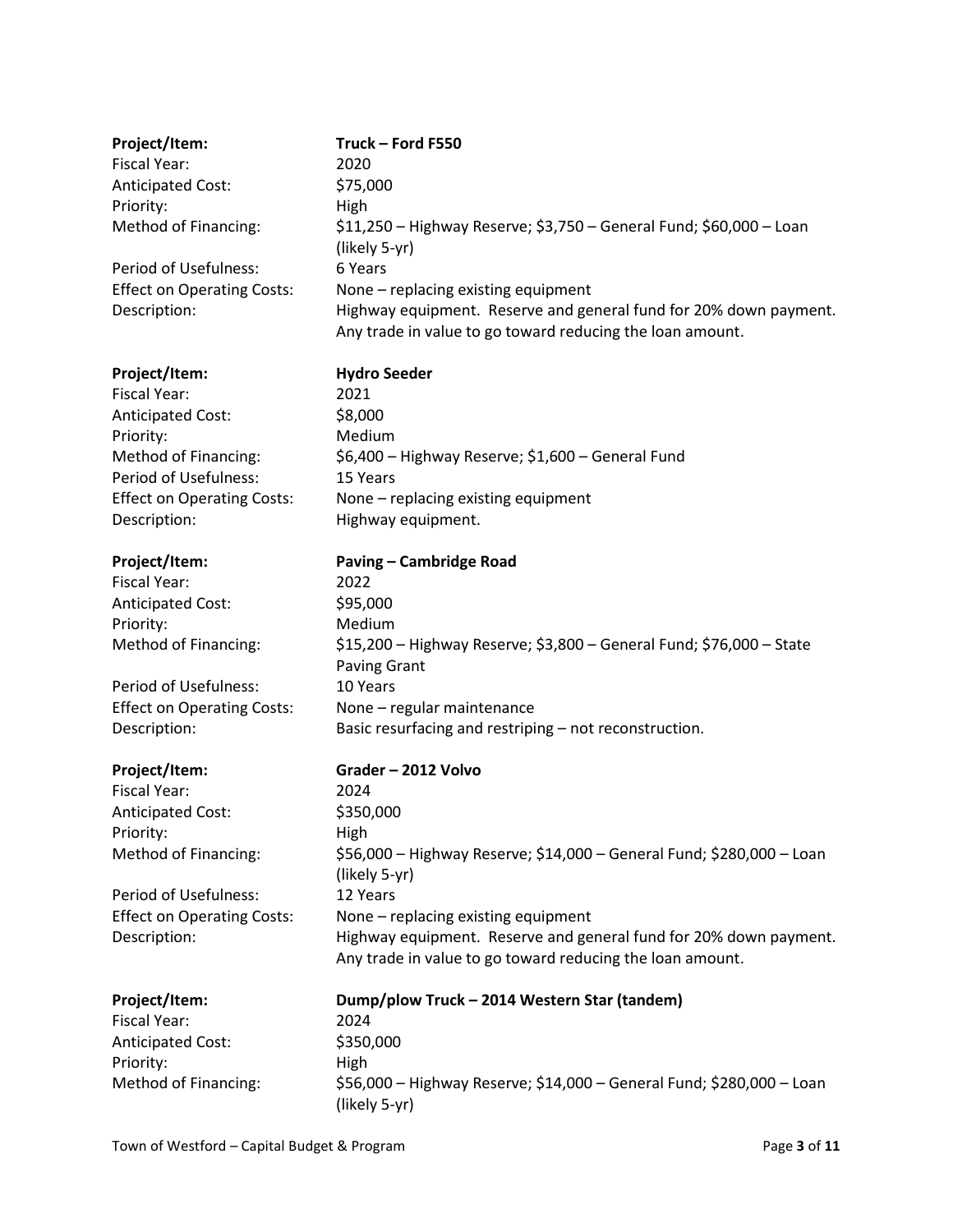| | |
|---|---|
| **Project/Item:** | **Truck – Ford F550** |
| Fiscal Year: | 2020 |
| Anticipated Cost: | $75,000 |
| Priority: | High |
| Method of Financing: | $11,250 – Highway Reserve; $3,750 – General Fund; $60,000 – Loan (likely 5-yr) |
| Period of Usefulness: | 6 Years |
| Effect on Operating Costs: | None – replacing existing equipment |
| Description: | Highway equipment. Reserve and general fund for 20% down payment. Any trade in value to go toward reducing the loan amount. |

| | |
|---|---|
| **Project/Item:** | **Hydro Seeder** |
| Fiscal Year: | 2021 |
| Anticipated Cost: | $8,000 |
| Priority: | Medium |
| Method of Financing: | $6,400 – Highway Reserve; $1,600 – General Fund |
| Period of Usefulness: | 15 Years |
| Effect on Operating Costs: | None – replacing existing equipment |
| Description: | Highway equipment. |

| | |
|---|---|
| **Project/Item:** | **Paving – Cambridge Road** |
| Fiscal Year: | 2022 |
| Anticipated Cost: | $95,000 |
| Priority: | Medium |
| Method of Financing: | $15,200 – Highway Reserve; $3,800 – General Fund; $76,000 – State Paving Grant |
| Period of Usefulness: | 10 Years |
| Effect on Operating Costs: | None – regular maintenance |
| Description: | Basic resurfacing and restriping – not reconstruction. |

| | |
|---|---|
| **Project/Item:** | **Grader – 2012 Volvo** |
| Fiscal Year: | 2024 |
| Anticipated Cost: | $350,000 |
| Priority: | High |
| Method of Financing: | $56,000 – Highway Reserve; $14,000 – General Fund; $280,000 – Loan (likely 5-yr) |
| Period of Usefulness: | 12 Years |
| Effect on Operating Costs: | None – replacing existing equipment |
| Description: | Highway equipment. Reserve and general fund for 20% down payment. Any trade in value to go toward reducing the loan amount. |

| | |
|---|---|
| **Project/Item:** | **Dump/plow Truck – 2014 Western Star (tandem)** |
| Fiscal Year: | 2024 |
| Anticipated Cost: | $350,000 |
| Priority: | High |
| Method of Financing: | $56,000 – Highway Reserve; $14,000 – General Fund; $280,000 – Loan (likely 5-yr) |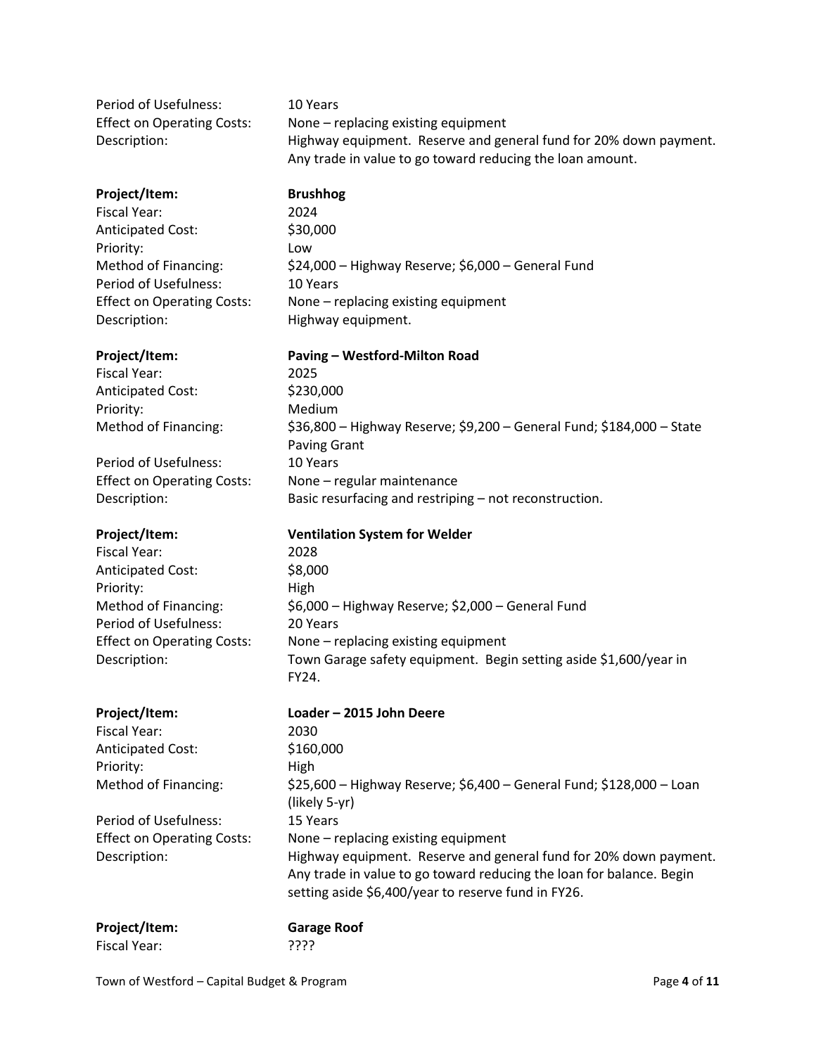Period of Usefulness: 10 Years
Effect on Operating Costs: None – replacing existing equipment
Description: Highway equipment. Reserve and general fund for 20% down payment. Any trade in value to go toward reducing the loan amount.

**Project/Item:** **Brushhog**
Fiscal Year: 2024
Anticipated Cost: $30,000
Priority: Low
Method of Financing: $24,000 – Highway Reserve; $6,000 – General Fund
Period of Usefulness: 10 Years
Effect on Operating Costs: None – replacing existing equipment
Description: Highway equipment.

**Project/Item:** **Paving – Westford-Milton Road**
Fiscal Year: 2025
Anticipated Cost: $230,000
Priority: Medium
Method of Financing: $36,800 – Highway Reserve; $9,200 – General Fund; $184,000 – State Paving Grant
Period of Usefulness: 10 Years
Effect on Operating Costs: None – regular maintenance
Description: Basic resurfacing and restriping – not reconstruction.

**Project/Item:** **Ventilation System for Welder**
Fiscal Year: 2028
Anticipated Cost: $8,000
Priority: High
Method of Financing: $6,000 – Highway Reserve; $2,000 – General Fund
Period of Usefulness: 20 Years
Effect on Operating Costs: None – replacing existing equipment
Description: Town Garage safety equipment. Begin setting aside $1,600/year in FY24.

**Project/Item:** **Loader – 2015 John Deere**
Fiscal Year: 2030
Anticipated Cost: $160,000
Priority: High
Method of Financing: $25,600 – Highway Reserve; $6,400 – General Fund; $128,000 – Loan (likely 5-yr)
Period of Usefulness: 15 Years
Effect on Operating Costs: None – replacing existing equipment
Description: Highway equipment. Reserve and general fund for 20% down payment. Any trade in value to go toward reducing the loan for balance. Begin setting aside $6,400/year to reserve fund in FY26.

**Project/Item:** **Garage Roof**
Fiscal Year: ????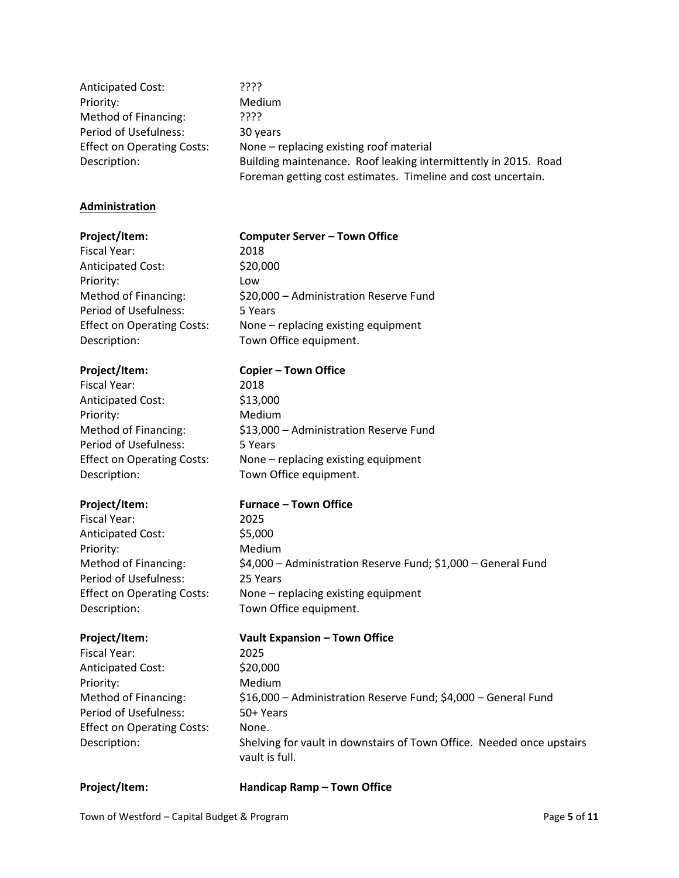Anticipated Cost: ????
Priority: Medium
Method of Financing: ????
Period of Usefulness: 30 years
Effect on Operating Costs: None – replacing existing roof material
Description: Building maintenance. Roof leaking intermittently in 2015. Road Foreman getting cost estimates. Timeline and cost uncertain.

**Administration**

**Project/Item:** **Computer Server – Town Office**
Fiscal Year: 2018
Anticipated Cost: $20,000
Priority: Low
Method of Financing: $20,000 – Administration Reserve Fund
Period of Usefulness: 5 Years
Effect on Operating Costs: None – replacing existing equipment
Description: Town Office equipment.

**Project/Item:** **Copier – Town Office**
Fiscal Year: 2018
Anticipated Cost: $13,000
Priority: Medium
Method of Financing: $13,000 – Administration Reserve Fund
Period of Usefulness: 5 Years
Effect on Operating Costs: None – replacing existing equipment
Description: Town Office equipment.

**Project/Item:** **Furnace – Town Office**
Fiscal Year: 2025
Anticipated Cost: $5,000
Priority: Medium
Method of Financing: $4,000 – Administration Reserve Fund; $1,000 – General Fund
Period of Usefulness: 25 Years
Effect on Operating Costs: None – replacing existing equipment
Description: Town Office equipment.

**Project/Item:** **Vault Expansion – Town Office**
Fiscal Year: 2025
Anticipated Cost: $20,000
Priority: Medium
Method of Financing: $16,000 – Administration Reserve Fund; $4,000 – General Fund
Period of Usefulness: 50+ Years
Effect on Operating Costs: None.
Description: Shelving for vault in downstairs of Town Office. Needed once upstairs vault is full.

**Project/Item:** **Handicap Ramp – Town Office**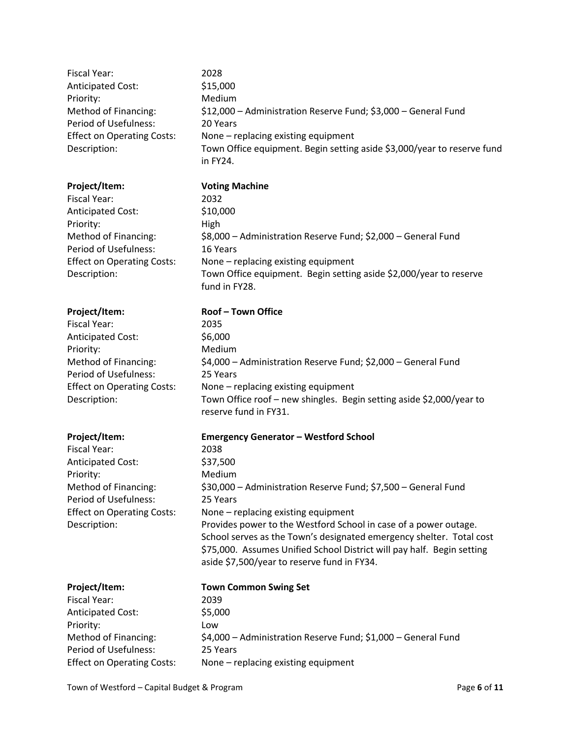| | |
|---|---|
| Fiscal Year: | 2028 |
| Anticipated Cost: | $15,000 |
| Priority: | Medium |
| Method of Financing: | $12,000 – Administration Reserve Fund; $3,000 – General Fund |
| Period of Usefulness: | 20 Years |
| Effect on Operating Costs: | None – replacing existing equipment |
| Description: | Town Office equipment. Begin setting aside $3,000/year to reserve fund in FY24. |

| **Project/Item:** | **Voting Machine** |
|---|---|
| Fiscal Year: | 2032 |
| Anticipated Cost: | $10,000 |
| Priority: | High |
| Method of Financing: | $8,000 – Administration Reserve Fund; $2,000 – General Fund |
| Period of Usefulness: | 16 Years |
| Effect on Operating Costs: | None – replacing existing equipment |
| Description: | Town Office equipment. Begin setting aside $2,000/year to reserve fund in FY28. |

| **Project/Item:** | **Roof – Town Office** |
|---|---|
| Fiscal Year: | 2035 |
| Anticipated Cost: | $6,000 |
| Priority: | Medium |
| Method of Financing: | $4,000 – Administration Reserve Fund; $2,000 – General Fund |
| Period of Usefulness: | 25 Years |
| Effect on Operating Costs: | None – replacing existing equipment |
| Description: | Town Office roof – new shingles. Begin setting aside $2,000/year to reserve fund in FY31. |

| **Project/Item:** | **Emergency Generator – Westford School** |
|---|---|
| Fiscal Year: | 2038 |
| Anticipated Cost: | $37,500 |
| Priority: | Medium |
| Method of Financing: | $30,000 – Administration Reserve Fund; $7,500 – General Fund |
| Period of Usefulness: | 25 Years |
| Effect on Operating Costs: | None – replacing existing equipment |
| Description: | Provides power to the Westford School in case of a power outage. School serves as the Town's designated emergency shelter. Total cost $75,000. Assumes Unified School District will pay half. Begin setting aside $7,500/year to reserve fund in FY34. |

| **Project/Item:** | **Town Common Swing Set** |
|---|---|
| Fiscal Year: | 2039 |
| Anticipated Cost: | $5,000 |
| Priority: | Low |
| Method of Financing: | $4,000 – Administration Reserve Fund; $1,000 – General Fund |
| Period of Usefulness: | 25 Years |
| Effect on Operating Costs: | None – replacing existing equipment |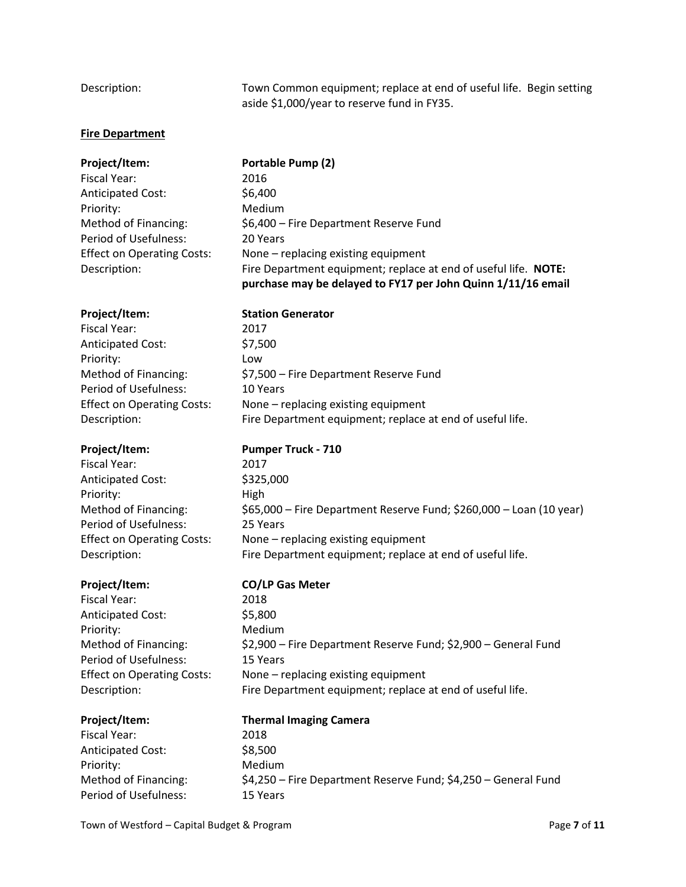Description: Town Common equipment; replace at end of useful life. Begin setting aside $1,000/year to reserve fund in FY35.

**Fire Department**

**Project/Item:** **Portable Pump (2)**
Fiscal Year: 2016
Anticipated Cost: $6,400
Priority: Medium
Method of Financing: $6,400 – Fire Department Reserve Fund
Period of Usefulness: 20 Years
Effect on Operating Costs: None – replacing existing equipment
Description: Fire Department equipment; replace at end of useful life. **NOTE: purchase may be delayed to FY17 per John Quinn 1/11/16 email**

**Project/Item:** **Station Generator**
Fiscal Year: 2017
Anticipated Cost: $7,500
Priority: Low
Method of Financing: $7,500 – Fire Department Reserve Fund
Period of Usefulness: 10 Years
Effect on Operating Costs: None – replacing existing equipment
Description: Fire Department equipment; replace at end of useful life.

**Project/Item:** **Pumper Truck - 710**
Fiscal Year: 2017
Anticipated Cost: $325,000
Priority: High
Method of Financing: $65,000 – Fire Department Reserve Fund; $260,000 – Loan (10 year)
Period of Usefulness: 25 Years
Effect on Operating Costs: None – replacing existing equipment
Description: Fire Department equipment; replace at end of useful life.

**Project/Item:** **CO/LP Gas Meter**
Fiscal Year: 2018
Anticipated Cost: $5,800
Priority: Medium
Method of Financing: $2,900 – Fire Department Reserve Fund; $2,900 – General Fund
Period of Usefulness: 15 Years
Effect on Operating Costs: None – replacing existing equipment
Description: Fire Department equipment; replace at end of useful life.

**Project/Item:** **Thermal Imaging Camera**
Fiscal Year: 2018
Anticipated Cost: $8,500
Priority: Medium
Method of Financing: $4,250 – Fire Department Reserve Fund; $4,250 – General Fund
Period of Usefulness: 15 Years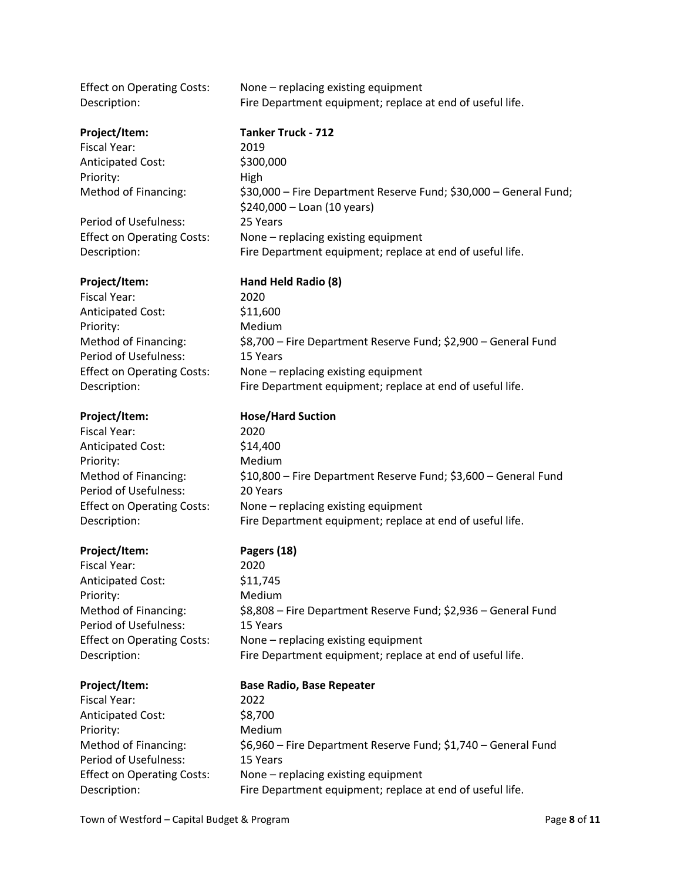Effect on Operating Costs: None – replacing existing equipment
Description: Fire Department equipment; replace at end of useful life.

**Project/Item:** **Tanker Truck - 712**
Fiscal Year: 2019
Anticipated Cost: $300,000
Priority: High
Method of Financing: $30,000 – Fire Department Reserve Fund; $30,000 – General Fund; $240,000 – Loan (10 years)
Period of Usefulness: 25 Years
Effect on Operating Costs: None – replacing existing equipment
Description: Fire Department equipment; replace at end of useful life.

**Project/Item:** **Hand Held Radio (8)**
Fiscal Year: 2020
Anticipated Cost: $11,600
Priority: Medium
Method of Financing: $8,700 – Fire Department Reserve Fund; $2,900 – General Fund
Period of Usefulness: 15 Years
Effect on Operating Costs: None – replacing existing equipment
Description: Fire Department equipment; replace at end of useful life.

**Project/Item:** **Hose/Hard Suction**
Fiscal Year: 2020
Anticipated Cost: $14,400
Priority: Medium
Method of Financing: $10,800 – Fire Department Reserve Fund; $3,600 – General Fund
Period of Usefulness: 20 Years
Effect on Operating Costs: None – replacing existing equipment
Description: Fire Department equipment; replace at end of useful life.

**Project/Item:** **Pagers (18)**
Fiscal Year: 2020
Anticipated Cost: $11,745
Priority: Medium
Method of Financing: $8,808 – Fire Department Reserve Fund; $2,936 – General Fund
Period of Usefulness: 15 Years
Effect on Operating Costs: None – replacing existing equipment
Description: Fire Department equipment; replace at end of useful life.

**Project/Item:** **Base Radio, Base Repeater**
Fiscal Year: 2022
Anticipated Cost: $8,700
Priority: Medium
Method of Financing: $6,960 – Fire Department Reserve Fund; $1,740 – General Fund
Period of Usefulness: 15 Years
Effect on Operating Costs: None – replacing existing equipment
Description: Fire Department equipment; replace at end of useful life.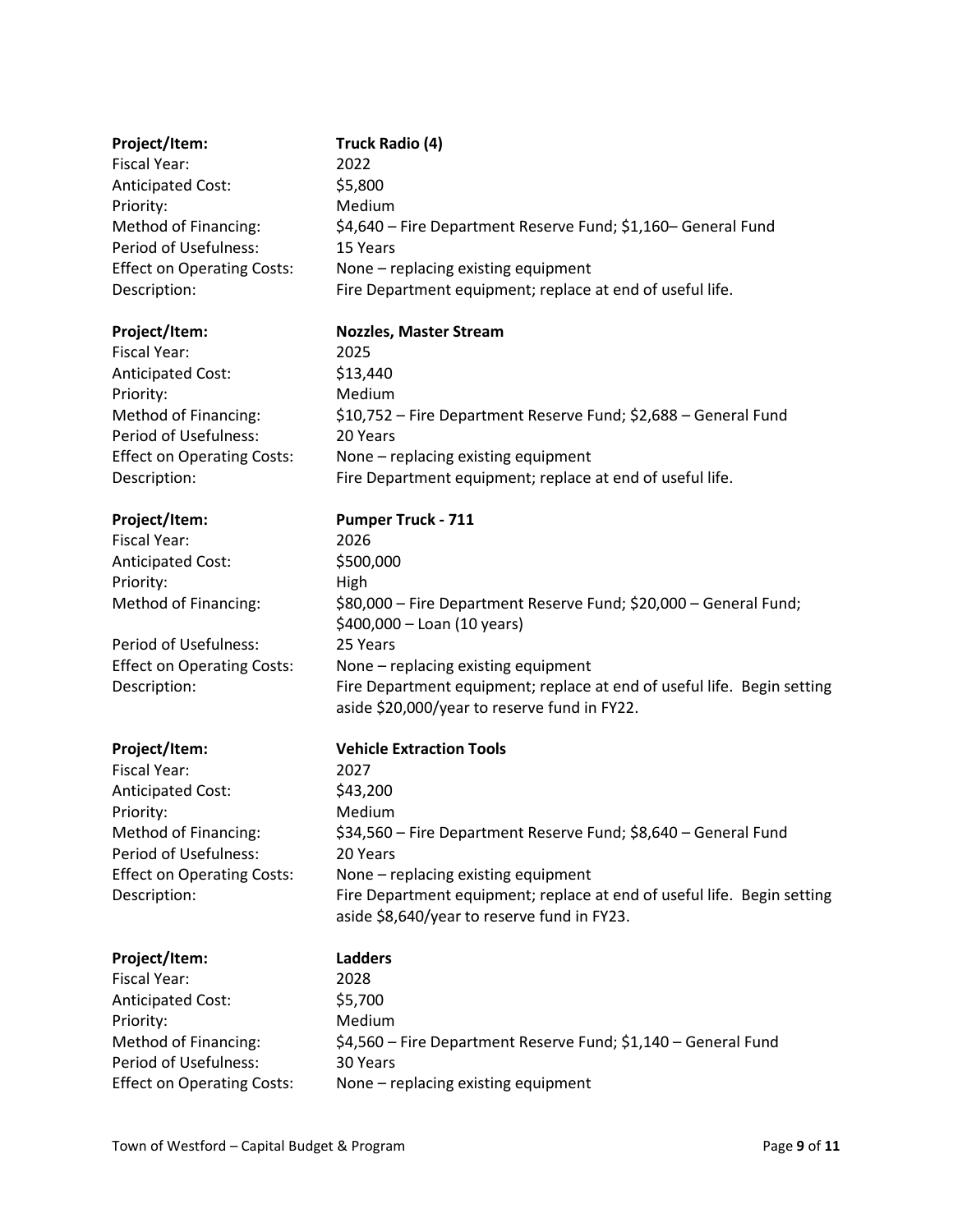**Project/Item:** **Truck Radio (4)**
Fiscal Year: 2022
Anticipated Cost: $5,800
Priority: Medium
Method of Financing: $4,640 – Fire Department Reserve Fund; $1,160– General Fund
Period of Usefulness: 15 Years
Effect on Operating Costs: None – replacing existing equipment
Description: Fire Department equipment; replace at end of useful life.

**Project/Item:** **Nozzles, Master Stream**
Fiscal Year: 2025
Anticipated Cost: $13,440
Priority: Medium
Method of Financing: $10,752 – Fire Department Reserve Fund; $2,688 – General Fund
Period of Usefulness: 20 Years
Effect on Operating Costs: None – replacing existing equipment
Description: Fire Department equipment; replace at end of useful life.

**Project/Item:** **Pumper Truck - 711**
Fiscal Year: 2026
Anticipated Cost: $500,000
Priority: High
Method of Financing: $80,000 – Fire Department Reserve Fund; $20,000 – General Fund; $400,000 – Loan (10 years)
Period of Usefulness: 25 Years
Effect on Operating Costs: None – replacing existing equipment
Description: Fire Department equipment; replace at end of useful life. Begin setting aside $20,000/year to reserve fund in FY22.

**Project/Item:** **Vehicle Extraction Tools**
Fiscal Year: 2027
Anticipated Cost: $43,200
Priority: Medium
Method of Financing: $34,560 – Fire Department Reserve Fund; $8,640 – General Fund
Period of Usefulness: 20 Years
Effect on Operating Costs: None – replacing existing equipment
Description: Fire Department equipment; replace at end of useful life. Begin setting aside $8,640/year to reserve fund in FY23.

**Project/Item:** **Ladders**
Fiscal Year: 2028
Anticipated Cost: $5,700
Priority: Medium
Method of Financing: $4,560 – Fire Department Reserve Fund; $1,140 – General Fund
Period of Usefulness: 30 Years
Effect on Operating Costs: None – replacing existing equipment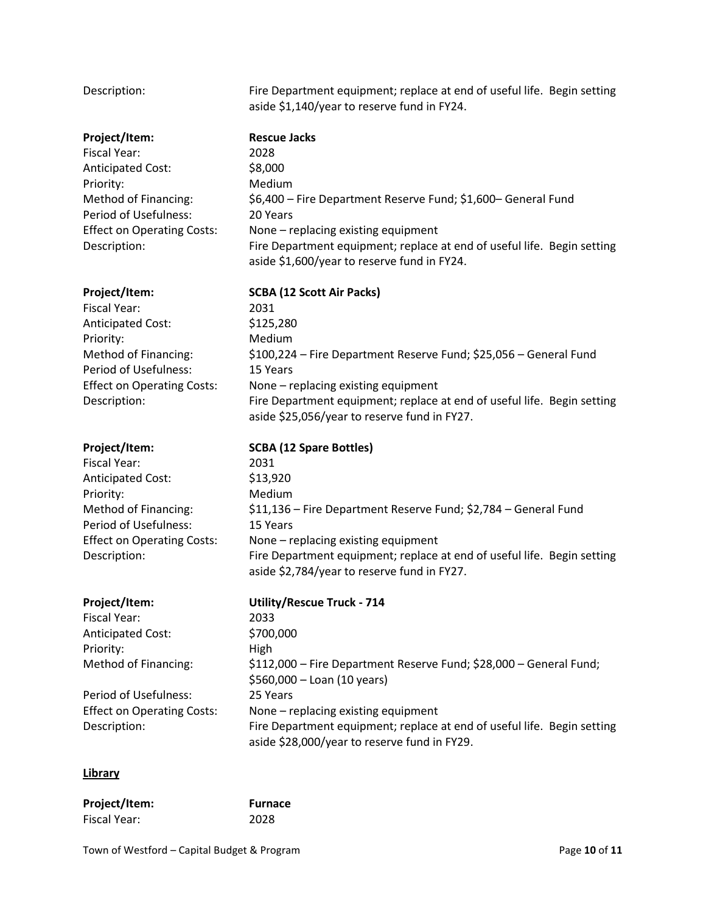Description: Fire Department equipment; replace at end of useful life. Begin setting aside $1,140/year to reserve fund in FY24.

**Project/Item:** **Rescue Jacks**
Fiscal Year: 2028
Anticipated Cost: $8,000
Priority: Medium
Method of Financing: $6,400 – Fire Department Reserve Fund; $1,600– General Fund
Period of Usefulness: 20 Years
Effect on Operating Costs: None – replacing existing equipment
Description: Fire Department equipment; replace at end of useful life. Begin setting aside $1,600/year to reserve fund in FY24.

**Project/Item:** **SCBA (12 Scott Air Packs)**
Fiscal Year: 2031
Anticipated Cost: $125,280
Priority: Medium
Method of Financing: $100,224 – Fire Department Reserve Fund; $25,056 – General Fund
Period of Usefulness: 15 Years
Effect on Operating Costs: None – replacing existing equipment
Description: Fire Department equipment; replace at end of useful life. Begin setting aside $25,056/year to reserve fund in FY27.

**Project/Item:** **SCBA (12 Spare Bottles)**
Fiscal Year: 2031
Anticipated Cost: $13,920
Priority: Medium
Method of Financing: $11,136 – Fire Department Reserve Fund; $2,784 – General Fund
Period of Usefulness: 15 Years
Effect on Operating Costs: None – replacing existing equipment
Description: Fire Department equipment; replace at end of useful life. Begin setting aside $2,784/year to reserve fund in FY27.

**Project/Item:** **Utility/Rescue Truck - 714**
Fiscal Year: 2033
Anticipated Cost: $700,000
Priority: High
Method of Financing: $112,000 – Fire Department Reserve Fund; $28,000 – General Fund; $560,000 – Loan (10 years)
Period of Usefulness: 25 Years
Effect on Operating Costs: None – replacing existing equipment
Description: Fire Department equipment; replace at end of useful life. Begin setting aside $28,000/year to reserve fund in FY29.

**Library**

**Project/Item:** **Furnace**
Fiscal Year: 2028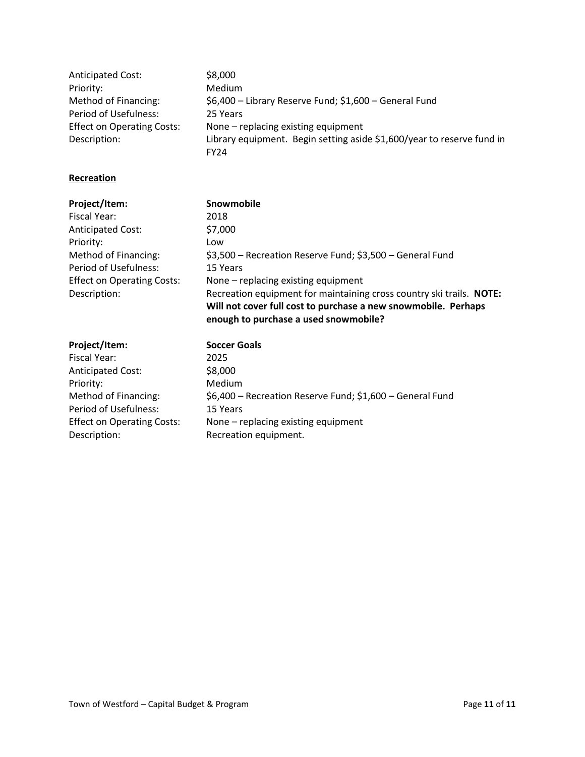Anticipated Cost: $8,000
Priority: Medium
Method of Financing: $6,400 – Library Reserve Fund; $1,600 – General Fund
Period of Usefulness: 25 Years
Effect on Operating Costs: None – replacing existing equipment
Description: Library equipment. Begin setting aside $1,600/year to reserve fund in FY24

**Recreation**

**Project/Item: Snowmobile**
Fiscal Year: 2018
Anticipated Cost: $7,000
Priority: Low
Method of Financing: $3,500 – Recreation Reserve Fund; $3,500 – General Fund
Period of Usefulness: 15 Years
Effect on Operating Costs: None – replacing existing equipment
Description: Recreation equipment for maintaining cross country ski trails. **NOTE: Will not cover full cost to purchase a new snowmobile. Perhaps enough to purchase a used snowmobile?**

**Project/Item: Soccer Goals**
Fiscal Year: 2025
Anticipated Cost: $8,000
Priority: Medium
Method of Financing: $6,400 – Recreation Reserve Fund; $1,600 – General Fund
Period of Usefulness: 15 Years
Effect on Operating Costs: None – replacing existing equipment
Description: Recreation equipment.